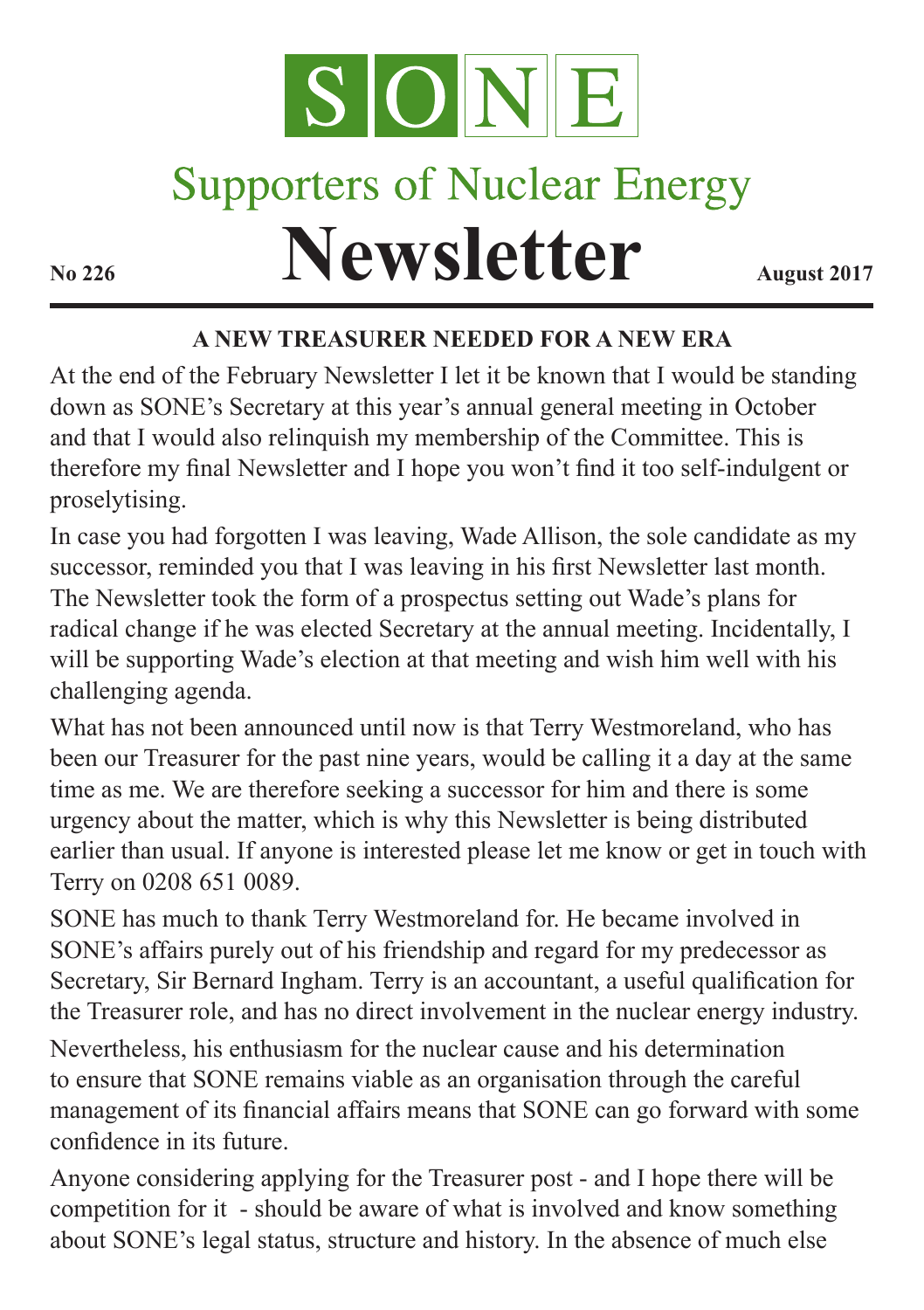# SONE

## Supporters of Nuclear Energy

# Newsletter

**No 226** **August 2017**

### A NEW TREASURER NEEDED FOR A NEW ERA

At the end of the February Newsletter I let it be known that I would be standing down as SONE's Secretary at this year's annual general meeting in October and that I would also relinquish my membership of the Committee. This is therefore my final Newsletter and I hope you won't find it too self-indulgent or proselytising.

In case you had forgotten I was leaving, Wade Allison, the sole candidate as my successor, reminded you that I was leaving in his first Newsletter last month. The Newsletter took the form of a prospectus setting out Wade's plans for radical change if he was elected Secretary at the annual meeting. Incidentally, I will be supporting Wade's election at that meeting and wish him well with his challenging agenda.

What has not been announced until now is that Terry Westmoreland, who has been our Treasurer for the past nine years, would be calling it a day at the same time as me. We are therefore seeking a successor for him and there is some urgency about the matter, which is why this Newsletter is being distributed earlier than usual. If anyone is interested please let me know or get in touch with Terry on 0208 651 0089.

SONE has much to thank Terry Westmoreland for. He became involved in SONE's affairs purely out of his friendship and regard for my predecessor as Secretary, Sir Bernard Ingham. Terry is an accountant, a useful qualification for the Treasurer role, and has no direct involvement in the nuclear energy industry.

Nevertheless, his enthusiasm for the nuclear cause and his determination to ensure that SONE remains viable as an organisation through the careful management of its financial affairs means that SONE can go forward with some confidence in its future.

Anyone considering applying for the Treasurer post - and I hope there will be competition for it - should be aware of what is involved and know something about SONE's legal status, structure and history. In the absence of much else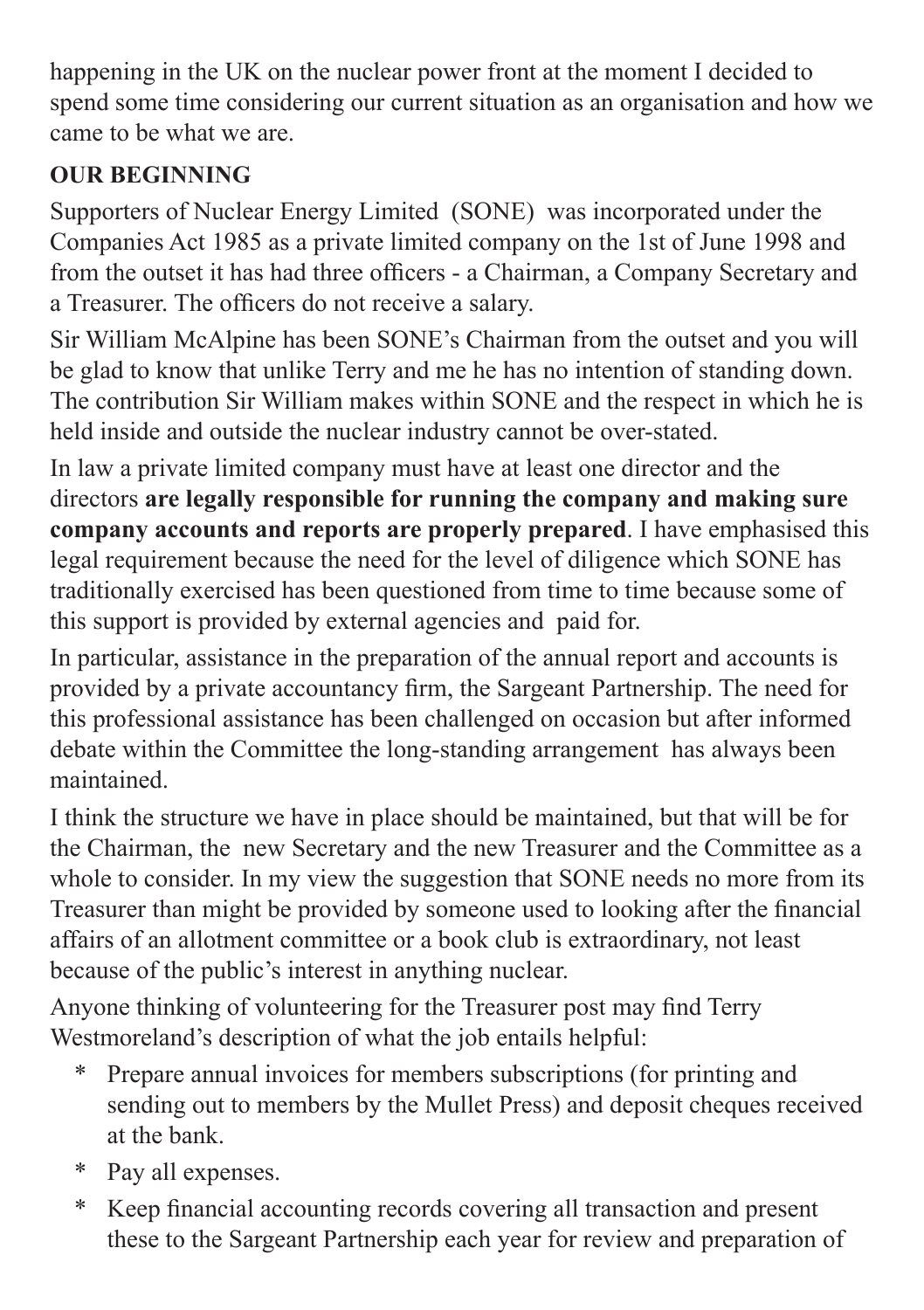happening in the UK on the nuclear power front at the moment I decided to spend some time considering our current situation as an organisation and how we came to be what we are.

**OUR BEGINNING**

Supporters of Nuclear Energy Limited (SONE) was incorporated under the Companies Act 1985 as a private limited company on the 1st of June 1998 and from the outset it has had three officers - a Chairman, a Company Secretary and a Treasurer. The officers do not receive a salary.

Sir William McAlpine has been SONE's Chairman from the outset and you will be glad to know that unlike Terry and me he has no intention of standing down. The contribution Sir William makes within SONE and the respect in which he is held inside and outside the nuclear industry cannot be over-stated.

In law a private limited company must have at least one director and the directors **are legally responsible for running the company and making sure company accounts and reports are properly prepared**. I have emphasised this legal requirement because the need for the level of diligence which SONE has traditionally exercised has been questioned from time to time because some of this support is provided by external agencies and paid for.

In particular, assistance in the preparation of the annual report and accounts is provided by a private accountancy firm, the Sargeant Partnership. The need for this professional assistance has been challenged on occasion but after informed debate within the Committee the long-standing arrangement has always been maintained.

I think the structure we have in place should be maintained, but that will be for the Chairman, the new Secretary and the new Treasurer and the Committee as a whole to consider. In my view the suggestion that SONE needs no more from its Treasurer than might be provided by someone used to looking after the financial affairs of an allotment committee or a book club is extraordinary, not least because of the public's interest in anything nuclear.

Anyone thinking of volunteering for the Treasurer post may find Terry Westmoreland's description of what the job entails helpful:

* Prepare annual invoices for members subscriptions (for printing and sending out to members by the Mullet Press) and deposit cheques received at the bank.
* Pay all expenses.
* Keep financial accounting records covering all transaction and present these to the Sargeant Partnership each year for review and preparation of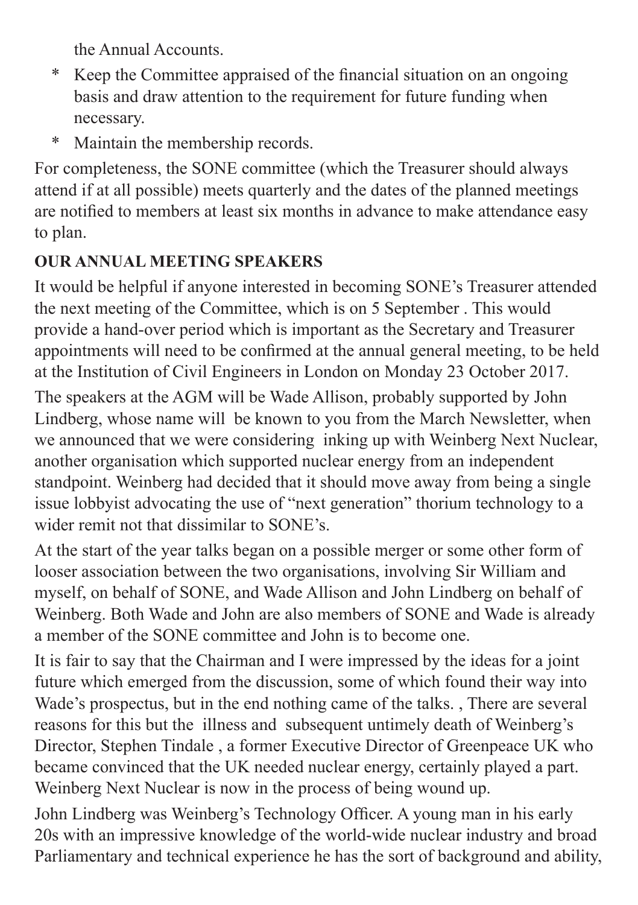the Annual Accounts.

* Keep the Committee appraised of the financial situation on an ongoing basis and draw attention to the requirement for future funding when necessary.
* Maintain the membership records.

For completeness, the SONE committee (which the Treasurer should always attend if at all possible) meets quarterly and the dates of the planned meetings are notified to members at least six months in advance to make attendance easy to plan.

**OUR ANNUAL MEETING SPEAKERS**

It would be helpful if anyone interested in becoming SONE's Treasurer attended the next meeting of the Committee, which is on 5 September . This would provide a hand-over period which is important as the Secretary and Treasurer appointments will need to be confirmed at the annual general meeting, to be held at the Institution of Civil Engineers in London on Monday 23 October 2017.

The speakers at the AGM will be Wade Allison, probably supported by John Lindberg, whose name will be known to you from the March Newsletter, when we announced that we were considering inking up with Weinberg Next Nuclear, another organisation which supported nuclear energy from an independent standpoint. Weinberg had decided that it should move away from being a single issue lobbyist advocating the use of "next generation" thorium technology to a wider remit not that dissimilar to SONE's.

At the start of the year talks began on a possible merger or some other form of looser association between the two organisations, involving Sir William and myself, on behalf of SONE, and Wade Allison and John Lindberg on behalf of Weinberg. Both Wade and John are also members of SONE and Wade is already a member of the SONE committee and John is to become one.

It is fair to say that the Chairman and I were impressed by the ideas for a joint future which emerged from the discussion, some of which found their way into Wade's prospectus, but in the end nothing came of the talks. , There are several reasons for this but the illness and subsequent untimely death of Weinberg's Director, Stephen Tindale , a former Executive Director of Greenpeace UK who became convinced that the UK needed nuclear energy, certainly played a part. Weinberg Next Nuclear is now in the process of being wound up.

John Lindberg was Weinberg's Technology Officer. A young man in his early 20s with an impressive knowledge of the world-wide nuclear industry and broad Parliamentary and technical experience he has the sort of background and ability,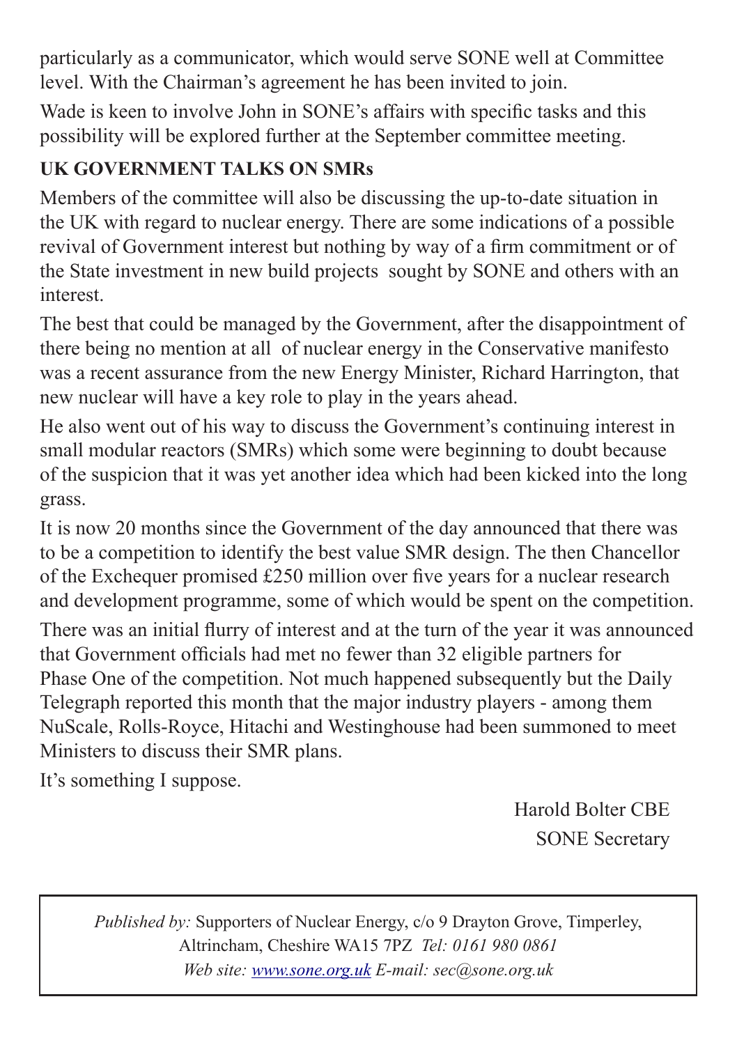particularly as a communicator, which would serve SONE well at Committee level. With the Chairman's agreement he has been invited to join.

Wade is keen to involve John in SONE's affairs with specific tasks and this possibility will be explored further at the September committee meeting.

**UK GOVERNMENT TALKS ON SMRs**

Members of the committee will also be discussing the up-to-date situation in the UK with regard to nuclear energy. There are some indications of a possible revival of Government interest but nothing by way of a firm commitment or of the State investment in new build projects sought by SONE and others with an interest.

The best that could be managed by the Government, after the disappointment of there being no mention at all of nuclear energy in the Conservative manifesto was a recent assurance from the new Energy Minister, Richard Harrington, that new nuclear will have a key role to play in the years ahead.

He also went out of his way to discuss the Government's continuing interest in small modular reactors (SMRs) which some were beginning to doubt because of the suspicion that it was yet another idea which had been kicked into the long grass.

It is now 20 months since the Government of the day announced that there was to be a competition to identify the best value SMR design. The then Chancellor of the Exchequer promised £250 million over five years for a nuclear research and development programme, some of which would be spent on the competition.

There was an initial flurry of interest and at the turn of the year it was announced that Government officials had met no fewer than 32 eligible partners for Phase One of the competition. Not much happened subsequently but the Daily Telegraph reported this month that the major industry players - among them NuScale, Rolls-Royce, Hitachi and Westinghouse had been summoned to meet Ministers to discuss their SMR plans.

It's something I suppose.

Harold Bolter CBE
SONE Secretary

*Published by:* Supporters of Nuclear Energy, c/o 9 Drayton Grove, Timperley, Altrincham, Cheshire WA15 7PZ *Tel: 0161 980 0861*
*Web site: www.sone.org.uk E-mail: sec@sone.org.uk*